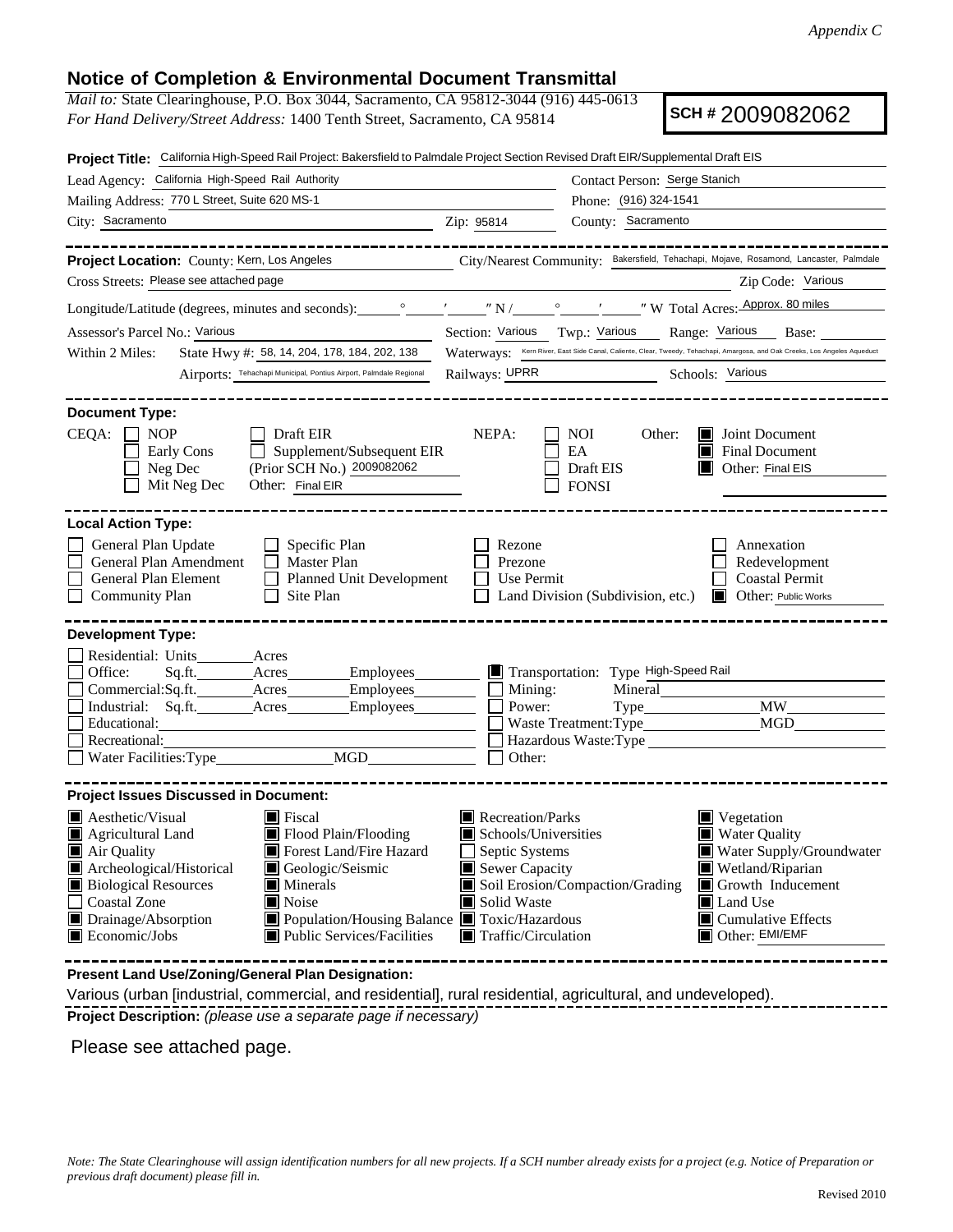*Appendix C*

## Notice of Completion & Environmental Document Transmittal

*Mail to:* State Clearinghouse, P.O. Box 3044, Sacramento, CA 95812-3044 (916) 445-0613
*For Hand Delivery/Street Address:* 1400 Tenth Street, Sacramento, CA 95814

**SCH #** 2009082062

**Project Title:** California High-Speed Rail Project: Bakersfield to Palmdale Project Section Revised Draft EIR/Supplemental Draft EIS

Lead Agency: California High-Speed Rail Authority
Contact Person: Serge Stanich
Mailing Address: 770 L Street, Suite 620 MS-1
Phone: (916) 324-1541
City: Sacramento
Zip: 95814
County: Sacramento

---

**Project Location:** County: Kern, Los Angeles
City/Nearest Community: Bakersfield, Tehachapi, Mojave, Rosamond, Lancaster, Palmdale
Cross Streets: Please see attached page
Zip Code: Various
Longitude/Latitude (degrees, minutes and seconds): ___° ___′ ___″ N / ___° ___′ ___″ W Total Acres: Approx. 80 miles
Assessor's Parcel No.: Various
Section: Various Twp.: Various Range: Various Base: ___
Within 2 Miles: State Hwy #: 58, 14, 204, 178, 184, 202, 138
Waterways: Kern River, East Side Canal, Caliente, Clear, Tweedy, Tehachapi, Amargosa, and Oak Creeks, Los Angeles Aqueduct
Airports: Tehachapi Municipal, Pontius Airport, Palmdale Regional
Railways: UPRR
Schools: Various

---

**Document Type:**

CEQA:
- [ ] NOP
- [ ] Early Cons
- [ ] Neg Dec
- [ ] Mit Neg Dec
- [ ] Draft EIR
- [ ] Supplement/Subsequent EIR (Prior SCH No.) 2009082062
- Other: Final EIR

NEPA:
- [ ] NOI
- [ ] EA
- [ ] Draft EIS
- [ ] FONSI

Other:
- [x] Joint Document
- [x] Final Document
- [x] Other: Final EIS

---

**Local Action Type:**

- [ ] General Plan Update
- [ ] General Plan Amendment
- [ ] General Plan Element
- [ ] Community Plan
- [ ] Specific Plan
- [ ] Master Plan
- [ ] Planned Unit Development
- [ ] Site Plan
- [ ] Rezone
- [ ] Prezone
- [ ] Use Permit
- [ ] Land Division (Subdivision, etc.)
- [ ] Annexation
- [ ] Redevelopment
- [ ] Coastal Permit
- [x] Other: Public Works

---

**Development Type:**

- [ ] Residential: Units ___ Acres ___
- [ ] Office: Sq.ft. ___ Acres ___ Employees ___
- [ ] Commercial: Sq.ft. ___ Acres ___ Employees ___
- [ ] Industrial: Sq.ft. ___ Acres ___ Employees ___
- [ ] Educational: ___
- [ ] Recreational: ___
- [ ] Water Facilities: Type ___ MGD ___
- [x] Transportation: Type High-Speed Rail
- [ ] Mining: Mineral ___
- [ ] Power: Type ___ MW ___
- [ ] Waste Treatment: Type ___ MGD ___
- [ ] Hazardous Waste: Type ___
- [ ] Other: ___

---

**Project Issues Discussed in Document:**

- [x] Aesthetic/Visual
- [x] Agricultural Land
- [x] Air Quality
- [x] Archeological/Historical
- [x] Biological Resources
- [ ] Coastal Zone
- [x] Drainage/Absorption
- [x] Economic/Jobs
- [x] Fiscal
- [x] Flood Plain/Flooding
- [x] Forest Land/Fire Hazard
- [x] Geologic/Seismic
- [x] Minerals
- [x] Noise
- [x] Population/Housing Balance
- [x] Public Services/Facilities
- [x] Recreation/Parks
- [x] Schools/Universities
- [ ] Septic Systems
- [x] Sewer Capacity
- [x] Soil Erosion/Compaction/Grading
- [x] Solid Waste
- [x] Toxic/Hazardous
- [x] Traffic/Circulation
- [x] Vegetation
- [x] Water Quality
- [x] Water Supply/Groundwater
- [x] Wetland/Riparian
- [x] Growth Inducement
- [x] Land Use
- [x] Cumulative Effects
- [x] Other: EMI/EMF

---

**Present Land Use/Zoning/General Plan Designation:**

Various (urban [industrial, commercial, and residential], rural residential, agricultural, and undeveloped).

**Project Description:** *(please use a separate page if necessary)*

Please see attached page.

*Note: The State Clearinghouse will assign identification numbers for all new projects. If a SCH number already exists for a project (e.g. Notice of Preparation or previous draft document) please fill in.*

Revised 2010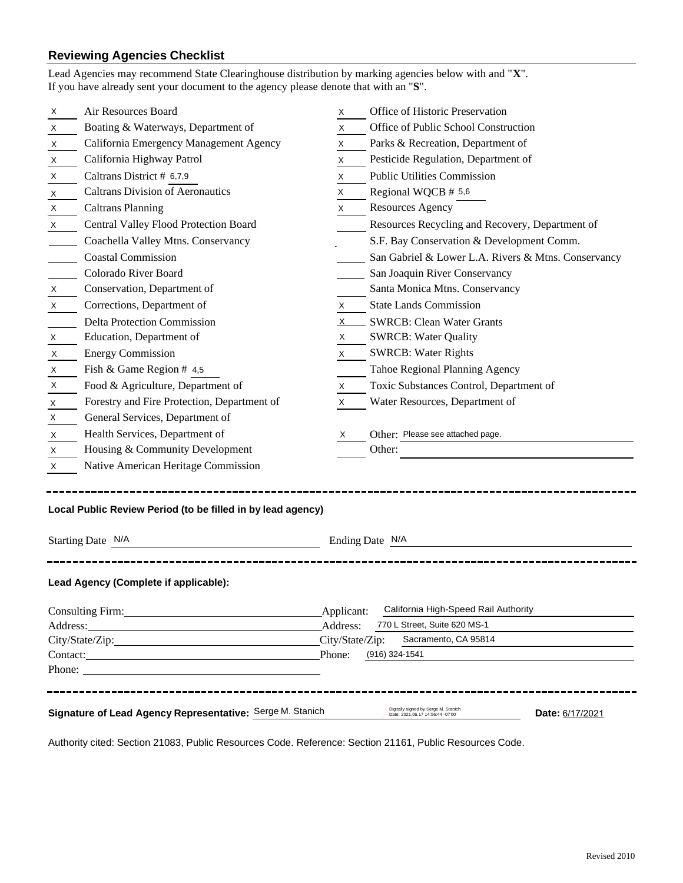## Reviewing Agencies Checklist

Lead Agencies may recommend State Clearinghouse distribution by marking agencies below with and "**X**".
If you have already sent your document to the agency please denote that with an "**S**".

| Mark | Agency | Mark | Agency |
|---|---|---|---|
| X | Air Resources Board | X | Office of Historic Preservation |
| X | Boating & Waterways, Department of | X | Office of Public School Construction |
| X | California Emergency Management Agency | X | Parks & Recreation, Department of |
| X | California Highway Patrol | X | Pesticide Regulation, Department of |
| X | Caltrans District # 6,7,9 | X | Public Utilities Commission |
| X | Caltrans Division of Aeronautics | X | Regional WQCB # 5,6 |
| X | Caltrans Planning | X | Resources Agency |
| X | Central Valley Flood Protection Board | | Resources Recycling and Recovery, Department of |
| | Coachella Valley Mtns. Conservancy | | S.F. Bay Conservation & Development Comm. |
| | Coastal Commission | | San Gabriel & Lower L.A. Rivers & Mtns. Conservancy |
| | Colorado River Board | | San Joaquin River Conservancy |
| X | Conservation, Department of | | Santa Monica Mtns. Conservancy |
| X | Corrections, Department of | X | State Lands Commission |
| | Delta Protection Commission | X | SWRCB: Clean Water Grants |
| X | Education, Department of | X | SWRCB: Water Quality |
| X | Energy Commission | X | SWRCB: Water Rights |
| X | Fish & Game Region # 4,5 | | Tahoe Regional Planning Agency |
| X | Food & Agriculture, Department of | X | Toxic Substances Control, Department of |
| X | Forestry and Fire Protection, Department of | X | Water Resources, Department of |
| X | General Services, Department of | | |
| X | Health Services, Department of | X | Other: Please see attached page. |
| X | Housing & Community Development | | Other: |
| X | Native American Heritage Commission | | |

---

**Local Public Review Period (to be filled in by lead agency)**

Starting Date N/A

Ending Date N/A

---

**Lead Agency (Complete if applicable):**

Consulting Firm:
Address:
City/State/Zip:
Contact:
Phone:

Applicant: California High-Speed Rail Authority
Address: 770 L Street, Suite 620 MS-1
City/State/Zip: Sacramento, CA 95814
Phone: (916) 324-1541

---

**Signature of Lead Agency Representative:** Serge M. Stanich (Digitally signed by Serge M. Stanich Date: 2021.06.17 14:56:44 -07'00') **Date:** 6/17/2021

Authority cited: Section 21083, Public Resources Code. Reference: Section 21161, Public Resources Code.

Revised 2010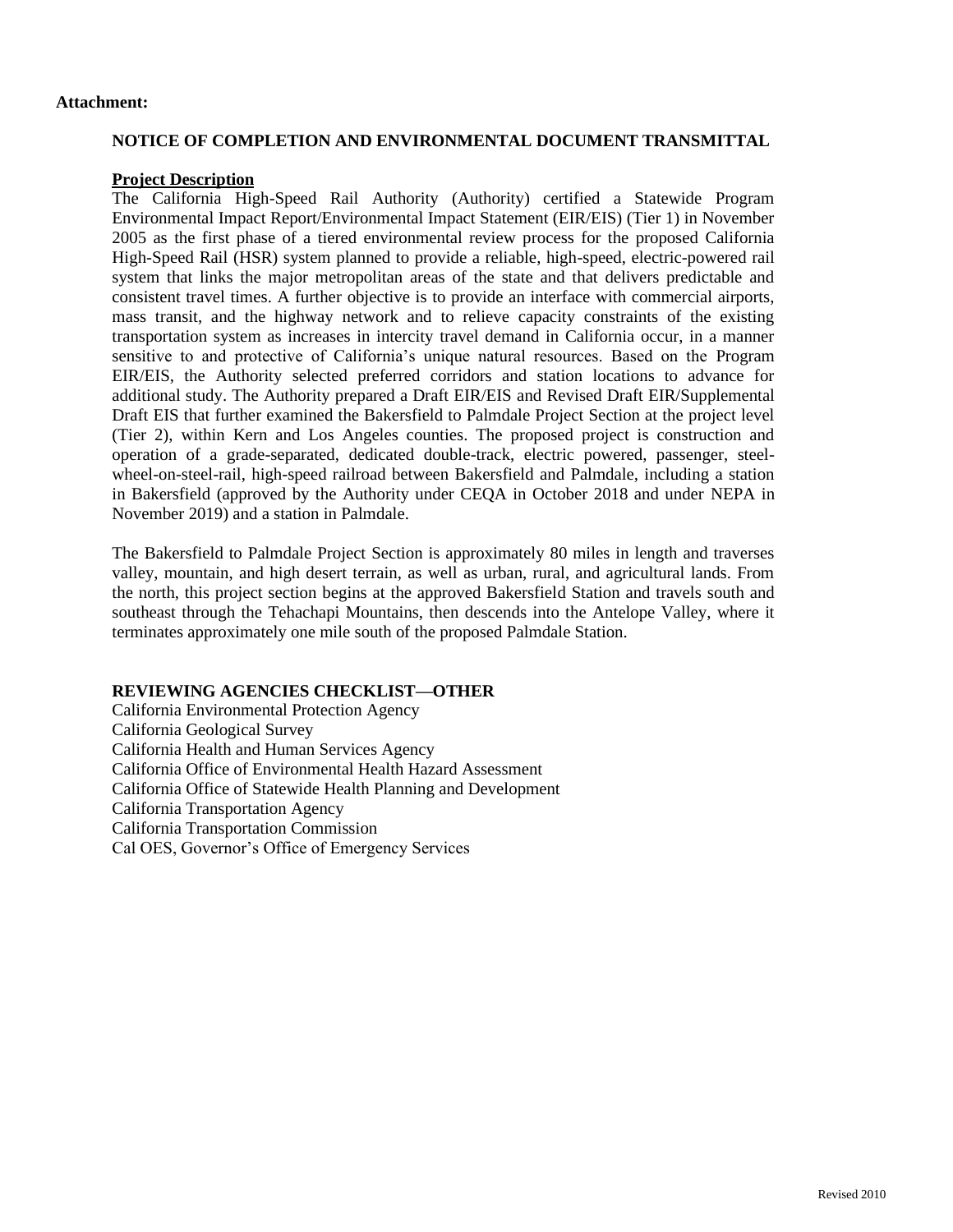**Attachment:**

**NOTICE OF COMPLETION AND ENVIRONMENTAL DOCUMENT TRANSMITTAL**

**Project Description**

The California High-Speed Rail Authority (Authority) certified a Statewide Program Environmental Impact Report/Environmental Impact Statement (EIR/EIS) (Tier 1) in November 2005 as the first phase of a tiered environmental review process for the proposed California High-Speed Rail (HSR) system planned to provide a reliable, high-speed, electric-powered rail system that links the major metropolitan areas of the state and that delivers predictable and consistent travel times. A further objective is to provide an interface with commercial airports, mass transit, and the highway network and to relieve capacity constraints of the existing transportation system as increases in intercity travel demand in California occur, in a manner sensitive to and protective of California's unique natural resources. Based on the Program EIR/EIS, the Authority selected preferred corridors and station locations to advance for additional study. The Authority prepared a Draft EIR/EIS and Revised Draft EIR/Supplemental Draft EIS that further examined the Bakersfield to Palmdale Project Section at the project level (Tier 2), within Kern and Los Angeles counties. The proposed project is construction and operation of a grade-separated, dedicated double-track, electric powered, passenger, steel-wheel-on-steel-rail, high-speed railroad between Bakersfield and Palmdale, including a station in Bakersfield (approved by the Authority under CEQA in October 2018 and under NEPA in November 2019) and a station in Palmdale.

The Bakersfield to Palmdale Project Section is approximately 80 miles in length and traverses valley, mountain, and high desert terrain, as well as urban, rural, and agricultural lands. From the north, this project section begins at the approved Bakersfield Station and travels south and southeast through the Tehachapi Mountains, then descends into the Antelope Valley, where it terminates approximately one mile south of the proposed Palmdale Station.

**REVIEWING AGENCIES CHECKLIST—OTHER**

California Environmental Protection Agency
California Geological Survey
California Health and Human Services Agency
California Office of Environmental Health Hazard Assessment
California Office of Statewide Health Planning and Development
California Transportation Agency
California Transportation Commission
Cal OES, Governor's Office of Emergency Services

Revised 2010